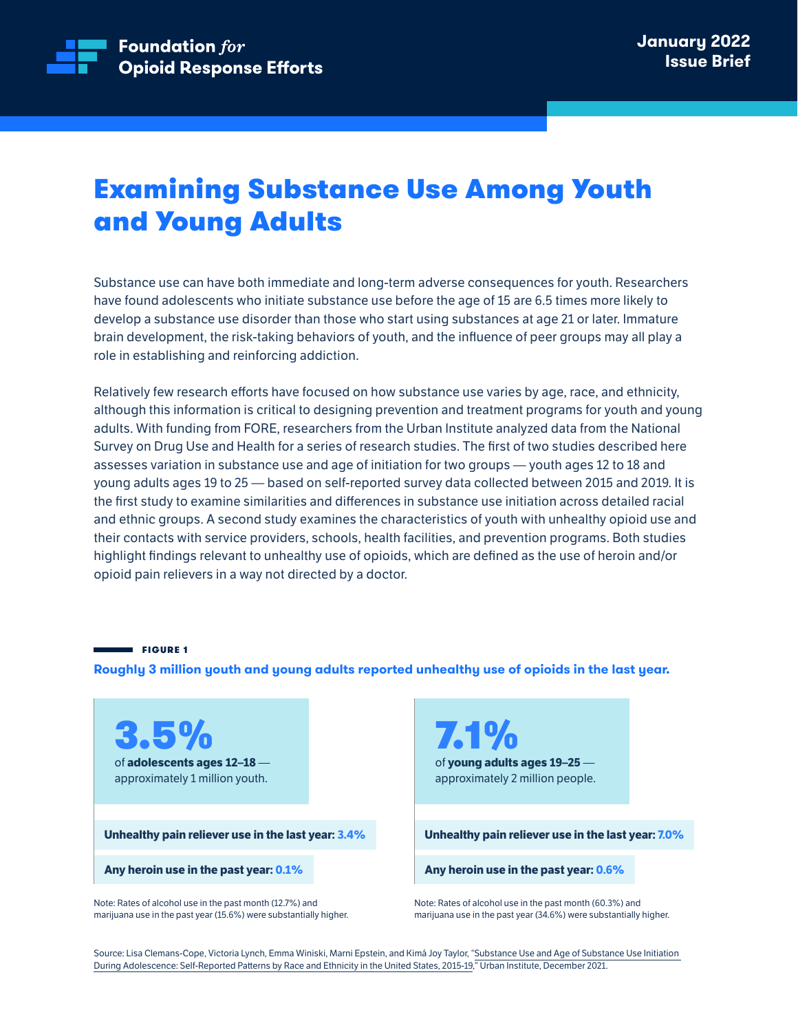Foundation *for* Opioid Response Efforts

January 2022
Issue Brief

# Examining Substance Use Among Youth and Young Adults

Substance use can have both immediate and long-term adverse consequences for youth. Researchers have found adolescents who initiate substance use before the age of 15 are 6.5 times more likely to develop a substance use disorder than those who start using substances at age 21 or later. Immature brain development, the risk-taking behaviors of youth, and the influence of peer groups may all play a role in establishing and reinforcing addiction.

Relatively few research efforts have focused on how substance use varies by age, race, and ethnicity, although this information is critical to designing prevention and treatment programs for youth and young adults. With funding from FORE, researchers from the Urban Institute analyzed data from the National Survey on Drug Use and Health for a series of research studies. The first of two studies described here assesses variation in substance use and age of initiation for two groups — youth ages 12 to 18 and young adults ages 19 to 25 — based on self-reported survey data collected between 2015 and 2019. It is the first study to examine similarities and differences in substance use initiation across detailed racial and ethnic groups. A second study examines the characteristics of youth with unhealthy opioid use and their contacts with service providers, schools, health facilities, and prevention programs. Both studies highlight findings relevant to unhealthy use of opioids, which are defined as the use of heroin and/or opioid pain relievers in a way not directed by a doctor.

**FIGURE 1**

**Roughly 3 million youth and young adults reported unhealthy use of opioids in the last year.**

**3.5%**
of **adolescents ages 12–18** — approximately 1 million youth.

**Unhealthy pain reliever use in the last year: 3.4%**

**Any heroin use in the past year: 0.1%**

Note: Rates of alcohol use in the past month (12.7%) and marijuana use in the past year (15.6%) were substantially higher.

**7.1%**
of **young adults ages 19–25** — approximately 2 million people.

**Unhealthy pain reliever use in the last year: 7.0%**

**Any heroin use in the past year: 0.6%**

Note: Rates of alcohol use in the past month (60.3%) and marijuana use in the past year (34.6%) were substantially higher.

Source: Lisa Clemans-Cope, Victoria Lynch, Emma Winiski, Marni Epstein, and Kimá Joy Taylor, "Substance Use and Age of Substance Use Initiation During Adolescence: Self-Reported Patterns by Race and Ethnicity in the United States, 2015-19," Urban Institute, December 2021.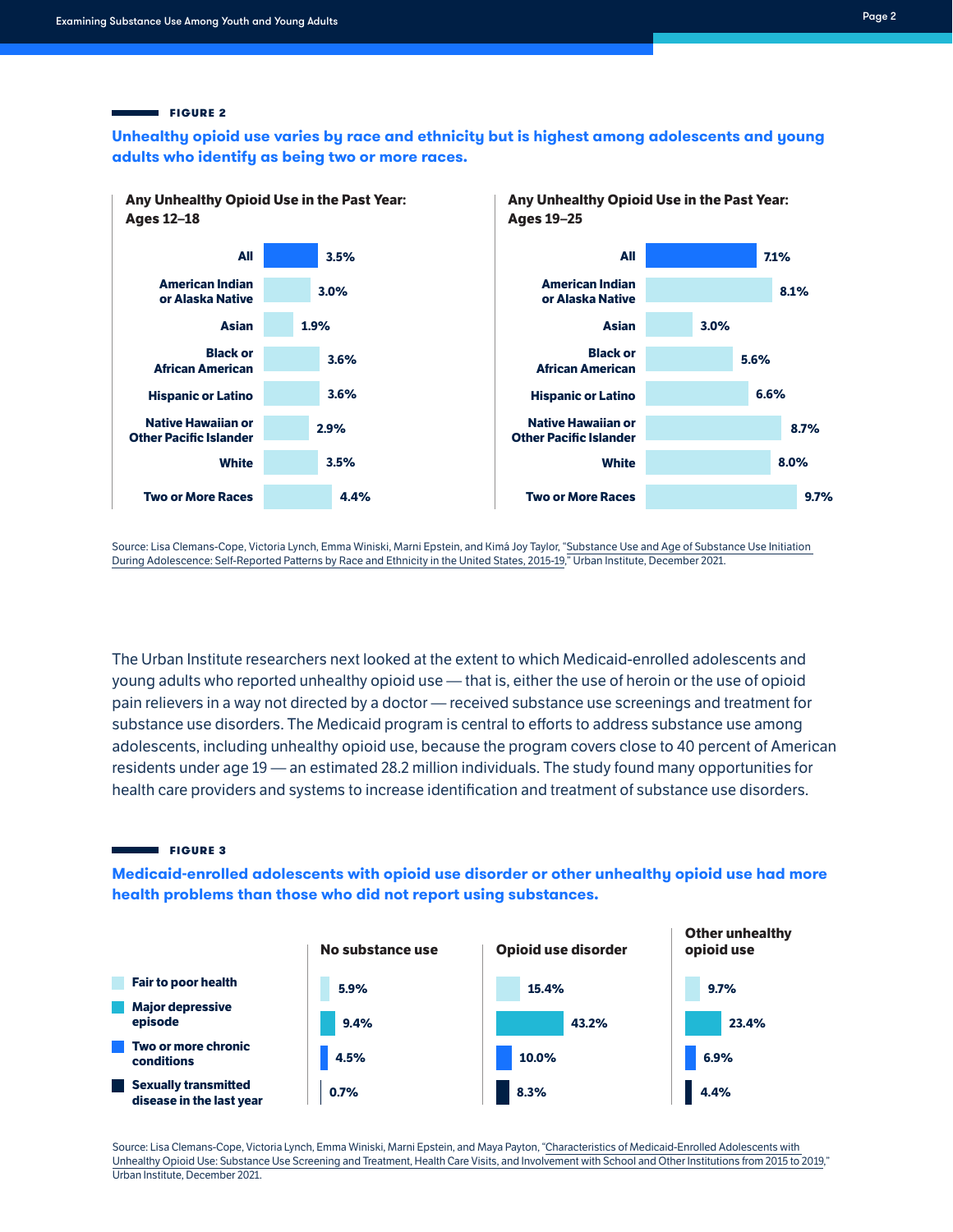**FIGURE 2**

**Unhealthy opioid use varies by race and ethnicity but is highest among adolescents and young adults who identify as being two or more races.**

**Any Unhealthy Opioid Use in the Past Year: Ages 12–18**

| Group | Percent |
| --- | --- |
| All | 3.5% |
| American Indian or Alaska Native | 3.0% |
| Asian | 1.9% |
| Black or African American | 3.6% |
| Hispanic or Latino | 3.6% |
| Native Hawaiian or Other Pacific Islander | 2.9% |
| White | 3.5% |
| Two or More Races | 4.4% |

**Any Unhealthy Opioid Use in the Past Year: Ages 19–25**

| Group | Percent |
| --- | --- |
| All | 7.1% |
| American Indian or Alaska Native | 8.1% |
| Asian | 3.0% |
| Black or African American | 5.6% |
| Hispanic or Latino | 6.6% |
| Native Hawaiian or Other Pacific Islander | 8.7% |
| White | 8.0% |
| Two or More Races | 9.7% |

Source: Lisa Clemans-Cope, Victoria Lynch, Emma Winiski, Marni Epstein, and Kimá Joy Taylor, "Substance Use and Age of Substance Use Initiation During Adolescence: Self-Reported Patterns by Race and Ethnicity in the United States, 2015-19," Urban Institute, December 2021.

The Urban Institute researchers next looked at the extent to which Medicaid-enrolled adolescents and young adults who reported unhealthy opioid use — that is, either the use of heroin or the use of opioid pain relievers in a way not directed by a doctor — received substance use screenings and treatment for substance use disorders. The Medicaid program is central to efforts to address substance use among adolescents, including unhealthy opioid use, because the program covers close to 40 percent of American residents under age 19 — an estimated 28.2 million individuals. The study found many opportunities for health care providers and systems to increase identification and treatment of substance use disorders.

**FIGURE 3**

**Medicaid-enrolled adolescents with opioid use disorder or other unhealthy opioid use had more health problems than those who did not report using substances.**

| | No substance use | Opioid use disorder | Other unhealthy opioid use |
| --- | --- | --- | --- |
| Fair to poor health | 5.9% | 15.4% | 9.7% |
| Major depressive episode | 9.4% | 43.2% | 23.4% |
| Two or more chronic conditions | 4.5% | 10.0% | 6.9% |
| Sexually transmitted disease in the last year | 0.7% | 8.3% | 4.4% |

Source: Lisa Clemans-Cope, Victoria Lynch, Emma Winiski, Marni Epstein, and Maya Payton, "Characteristics of Medicaid-Enrolled Adolescents with Unhealthy Opioid Use: Substance Use Screening and Treatment, Health Care Visits, and Involvement with School and Other Institutions from 2015 to 2019," Urban Institute, December 2021.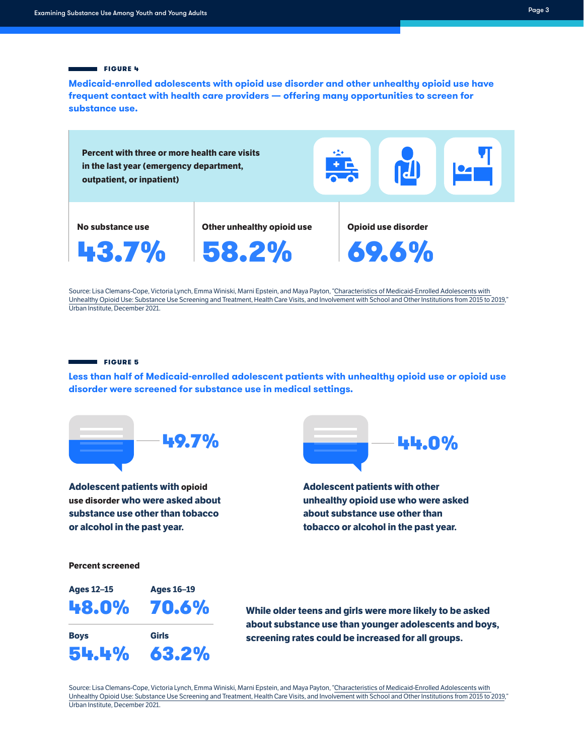**FIGURE 4**

## Medicaid-enrolled adolescents with opioid use disorder and other unhealthy opioid use have frequent contact with health care providers — offering many opportunities to screen for substance use.

**Percent with three or more health care visits in the last year (emergency department, outpatient, or inpatient)**

| No substance use | Other unhealthy opioid use | Opioid use disorder |
| --- | --- | --- |
| 43.7% | 58.2% | 69.6% |

Source: Lisa Clemans-Cope, Victoria Lynch, Emma Winiski, Marni Epstein, and Maya Payton, "Characteristics of Medicaid-Enrolled Adolescents with Unhealthy Opioid Use: Substance Use Screening and Treatment, Health Care Visits, and Involvement with School and Other Institutions from 2015 to 2019," Urban Institute, December 2021.

**FIGURE 5**

## Less than half of Medicaid-enrolled adolescent patients with unhealthy opioid use or opioid use disorder were screened for substance use in medical settings.

**49.7%**

**Adolescent patients with opioid use disorder who were asked about substance use other than tobacco or alcohol in the past year.**

**44.0%**

**Adolescent patients with other unhealthy opioid use who were asked about substance use other than tobacco or alcohol in the past year.**

**Percent screened**

| Ages 12–15 | Ages 16–19 |
| --- | --- |
| 48.0% | 70.6% |
| **Boys** | **Girls** |
| 54.4% | 63.2% |

**While older teens and girls were more likely to be asked about substance use than younger adolescents and boys, screening rates could be increased for all groups.**

Source: Lisa Clemans-Cope, Victoria Lynch, Emma Winiski, Marni Epstein, and Maya Payton, "Characteristics of Medicaid-Enrolled Adolescents with Unhealthy Opioid Use: Substance Use Screening and Treatment, Health Care Visits, and Involvement with School and Other Institutions from 2015 to 2019," Urban Institute, December 2021.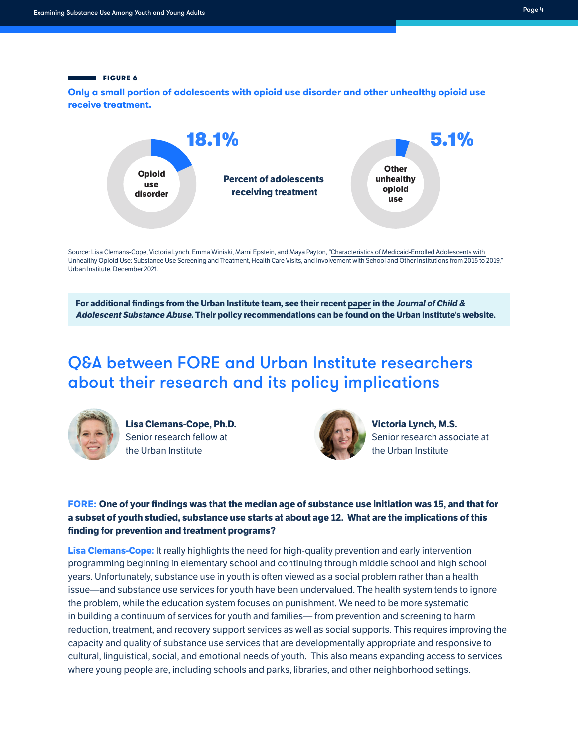**FIGURE 6**

**Only a small portion of adolescents with opioid use disorder and other unhealthy opioid use receive treatment.**

**Percent of adolescents receiving treatment**

- **Opioid use disorder:** 18.1%
- **Other unhealthy opioid use:** 5.1%

Source: Lisa Clemans-Cope, Victoria Lynch, Emma Winiski, Marni Epstein, and Maya Payton, "Characteristics of Medicaid-Enrolled Adolescents with Unhealthy Opioid Use: Substance Use Screening and Treatment, Health Care Visits, and Involvement with School and Other Institutions from 2015 to 2019," Urban Institute, December 2021.

**For additional findings from the Urban Institute team, see their recent paper in the *Journal of Child & Adolescent Substance Abuse*. Their policy recommendations can be found on the Urban Institute's website.**

## Q&A between FORE and Urban Institute researchers about their research and its policy implications

**Lisa Clemans-Cope, Ph.D.**
Senior research fellow at the Urban Institute

**Victoria Lynch, M.S.**
Senior research associate at the Urban Institute

**FORE: One of your findings was that the median age of substance use initiation was 15, and that for a subset of youth studied, substance use starts at about age 12. What are the implications of this finding for prevention and treatment programs?**

**Lisa Clemans-Cope:** It really highlights the need for high-quality prevention and early intervention programming beginning in elementary school and continuing through middle school and high school years. Unfortunately, substance use in youth is often viewed as a social problem rather than a health issue—and substance use services for youth have been undervalued. The health system tends to ignore the problem, while the education system focuses on punishment. We need to be more systematic in building a continuum of services for youth and families— from prevention and screening to harm reduction, treatment, and recovery support services as well as social supports. This requires improving the capacity and quality of substance use services that are developmentally appropriate and responsive to cultural, linguistical, social, and emotional needs of youth. This also means expanding access to services where young people are, including schools and parks, libraries, and other neighborhood settings.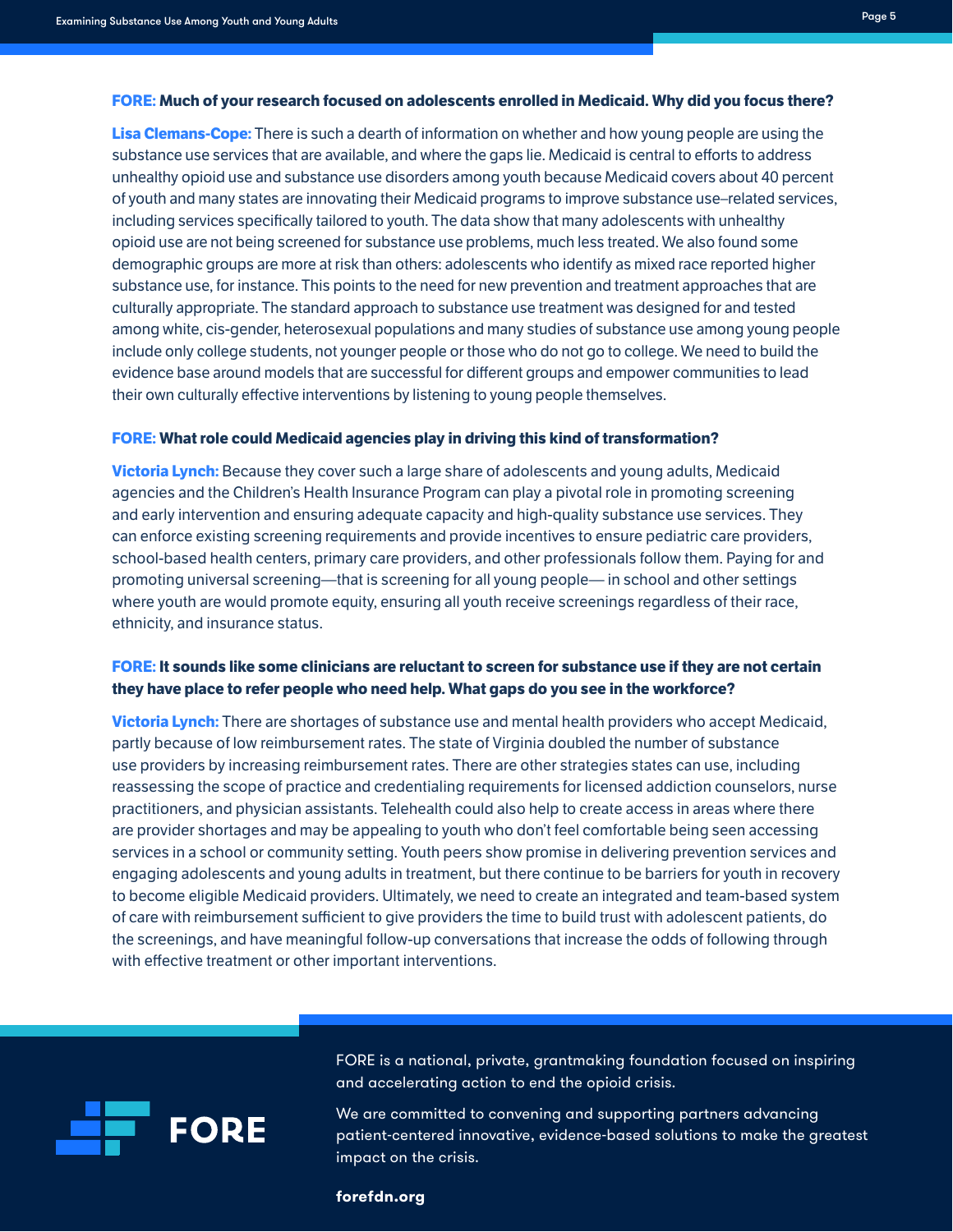**FORE: Much of your research focused on adolescents enrolled in Medicaid. Why did you focus there?**

**Lisa Clemans-Cope:** There is such a dearth of information on whether and how young people are using the substance use services that are available, and where the gaps lie. Medicaid is central to efforts to address unhealthy opioid use and substance use disorders among youth because Medicaid covers about 40 percent of youth and many states are innovating their Medicaid programs to improve substance use–related services, including services specifically tailored to youth. The data show that many adolescents with unhealthy opioid use are not being screened for substance use problems, much less treated. We also found some demographic groups are more at risk than others: adolescents who identify as mixed race reported higher substance use, for instance. This points to the need for new prevention and treatment approaches that are culturally appropriate. The standard approach to substance use treatment was designed for and tested among white, cis-gender, heterosexual populations and many studies of substance use among young people include only college students, not younger people or those who do not go to college. We need to build the evidence base around models that are successful for different groups and empower communities to lead their own culturally effective interventions by listening to young people themselves.

**FORE: What role could Medicaid agencies play in driving this kind of transformation?**

**Victoria Lynch:** Because they cover such a large share of adolescents and young adults, Medicaid agencies and the Children's Health Insurance Program can play a pivotal role in promoting screening and early intervention and ensuring adequate capacity and high-quality substance use services. They can enforce existing screening requirements and provide incentives to ensure pediatric care providers, school-based health centers, primary care providers, and other professionals follow them. Paying for and promoting universal screening—that is screening for all young people— in school and other settings where youth are would promote equity, ensuring all youth receive screenings regardless of their race, ethnicity, and insurance status.

**FORE: It sounds like some clinicians are reluctant to screen for substance use if they are not certain they have place to refer people who need help. What gaps do you see in the workforce?**

**Victoria Lynch:** There are shortages of substance use and mental health providers who accept Medicaid, partly because of low reimbursement rates. The state of Virginia doubled the number of substance use providers by increasing reimbursement rates. There are other strategies states can use, including reassessing the scope of practice and credentialing requirements for licensed addiction counselors, nurse practitioners, and physician assistants. Telehealth could also help to create access in areas where there are provider shortages and may be appealing to youth who don't feel comfortable being seen accessing services in a school or community setting. Youth peers show promise in delivering prevention services and engaging adolescents and young adults in treatment, but there continue to be barriers for youth in recovery to become eligible Medicaid providers. Ultimately, we need to create an integrated and team-based system of care with reimbursement sufficient to give providers the time to build trust with adolescent patients, do the screenings, and have meaningful follow-up conversations that increase the odds of following through with effective treatment or other important interventions.

FORE

FORE is a national, private, grantmaking foundation focused on inspiring and accelerating action to end the opioid crisis.

We are committed to convening and supporting partners advancing patient-centered innovative, evidence-based solutions to make the greatest impact on the crisis.

**forefdn.org**